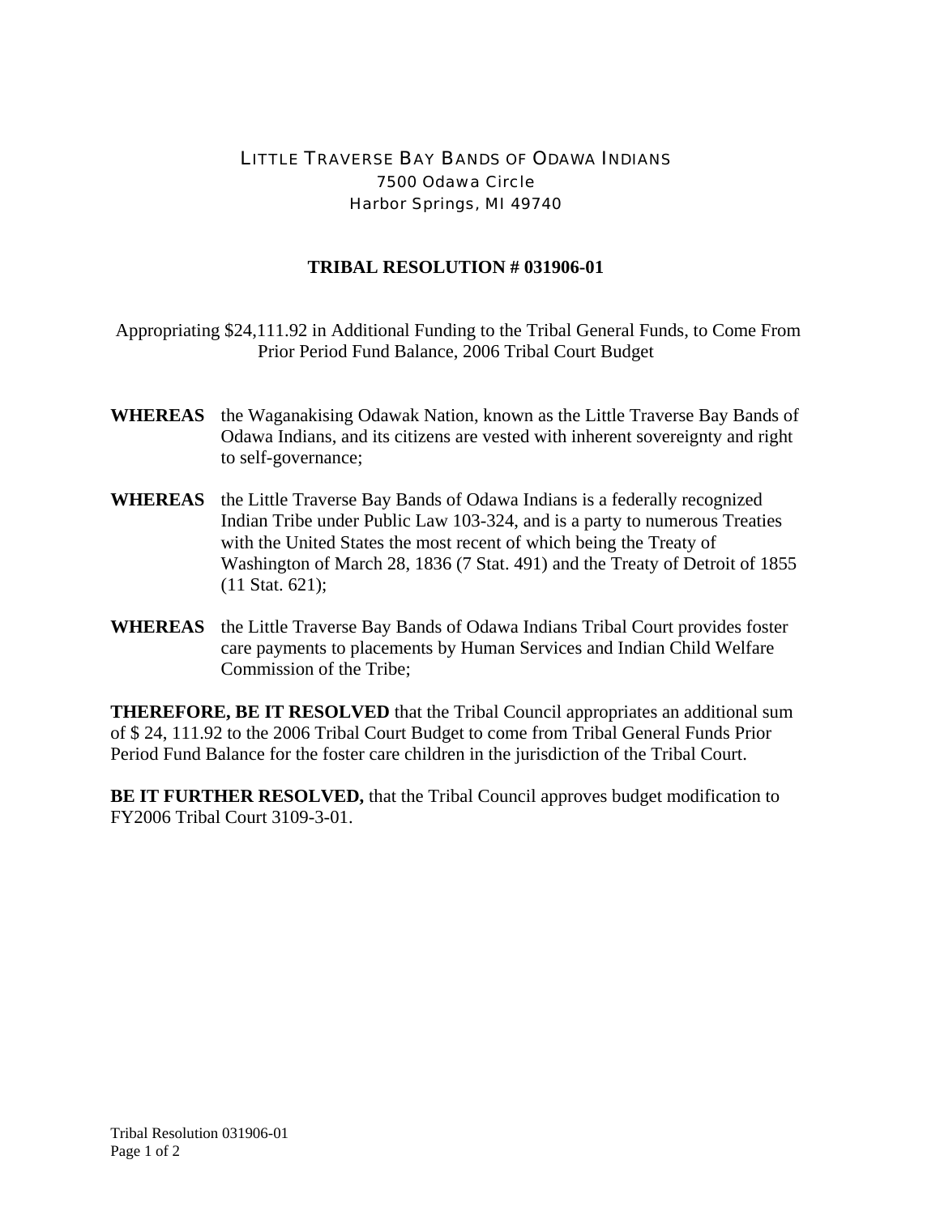LITTLE TRAVERSE BAY BANDS OF ODAWA INDIANS
7500 Odawa Circle
Harbor Springs, MI 49740

**TRIBAL RESOLUTION # 031906-01**

Appropriating $24,111.92 in Additional Funding to the Tribal General Funds, to Come From Prior Period Fund Balance, 2006 Tribal Court Budget

**WHEREAS** the Waganakising Odawak Nation, known as the Little Traverse Bay Bands of Odawa Indians, and its citizens are vested with inherent sovereignty and right to self-governance;

**WHEREAS** the Little Traverse Bay Bands of Odawa Indians is a federally recognized Indian Tribe under Public Law 103-324, and is a party to numerous Treaties with the United States the most recent of which being the Treaty of Washington of March 28, 1836 (7 Stat. 491) and the Treaty of Detroit of 1855 (11 Stat. 621);

**WHEREAS** the Little Traverse Bay Bands of Odawa Indians Tribal Court provides foster care payments to placements by Human Services and Indian Child Welfare Commission of the Tribe;

**THEREFORE, BE IT RESOLVED** that the Tribal Council appropriates an additional sum of $ 24, 111.92 to the 2006 Tribal Court Budget to come from Tribal General Funds Prior Period Fund Balance for the foster care children in the jurisdiction of the Tribal Court.

**BE IT FURTHER RESOLVED,** that the Tribal Council approves budget modification to FY2006 Tribal Court 3109-3-01.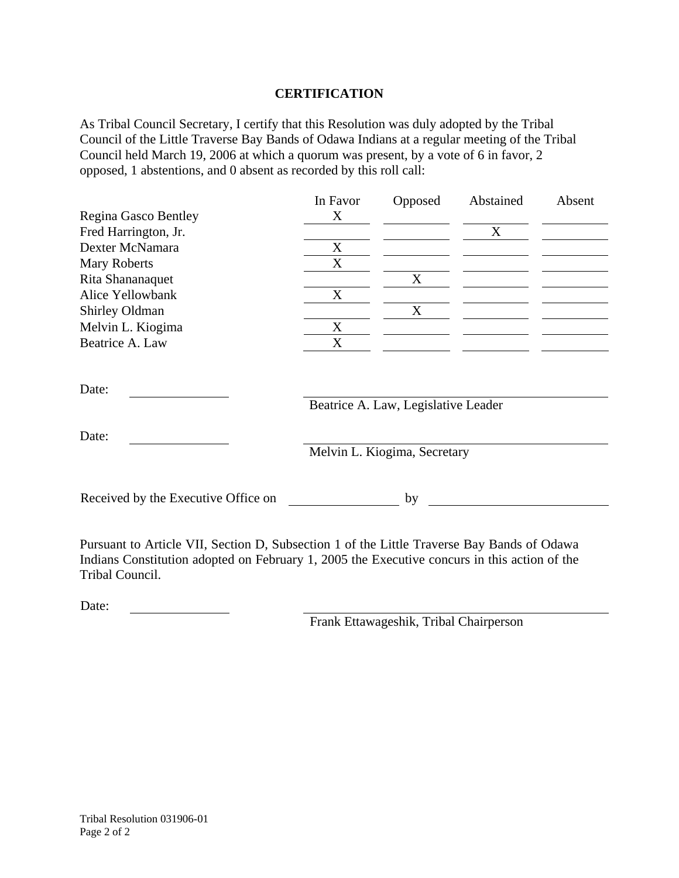## CERTIFICATION

As Tribal Council Secretary, I certify that this Resolution was duly adopted by the Tribal Council of the Little Traverse Bay Bands of Odawa Indians at a regular meeting of the Tribal Council held March 19, 2006 at which a quorum was present, by a vote of 6 in favor, 2 opposed, 1 abstentions, and 0 absent as recorded by this roll call:

| | In Favor | Opposed | Abstained | Absent |
|---|---|---|---|---|
| Regina Gasco Bentley | X | | | |
| Fred Harrington, Jr. | | | X | |
| Dexter McNamara | X | | | |
| Mary Roberts | X | | | |
| Rita Shananaquet | | X | | |
| Alice Yellowbank | X | | | |
| Shirley Oldman | | X | | |
| Melvin L. Kiogima | X | | | |
| Beatrice A. Law | X | | | |

Date: ______________ ______________________________
Beatrice A. Law, Legislative Leader

Date: ______________ ______________________________
Melvin L. Kiogima, Secretary

Received by the Executive Office on ______________ by ______________________

Pursuant to Article VII, Section D, Subsection 1 of the Little Traverse Bay Bands of Odawa Indians Constitution adopted on February 1, 2005 the Executive concurs in this action of the Tribal Council.

Date: ______________ ______________________________
Frank Ettawageshik, Tribal Chairperson

Tribal Resolution 031906-01